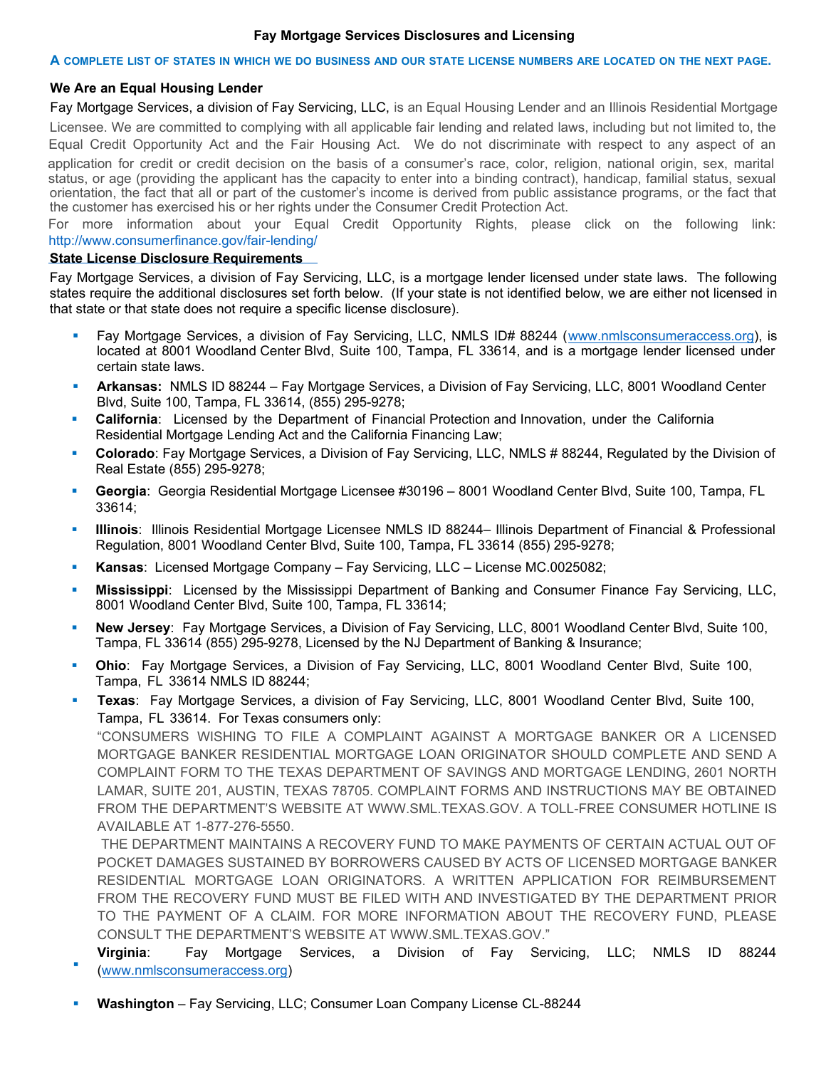# Fay Mortgage Services Disclosures and Licensing

**A COMPLETE LIST OF STATES IN WHICH WE DO BUSINESS AND OUR STATE LICENSE NUMBERS ARE LOCATED ON THE NEXT PAGE.**

## We Are an Equal Housing Lender

Fay Mortgage Services, a division of Fay Servicing, LLC, is an Equal Housing Lender and an Illinois Residential Mortgage Licensee. We are committed to complying with all applicable fair lending and related laws, including but not limited to, the Equal Credit Opportunity Act and the Fair Housing Act. We do not discriminate with respect to any aspect of an application for credit or credit decision on the basis of a consumer's race, color, religion, national origin, sex, marital status, or age (providing the applicant has the capacity to enter into a binding contract), handicap, familial status, sexual orientation, the fact that all or part of the customer's income is derived from public assistance programs, or the fact that the customer has exercised his or her rights under the Consumer Credit Protection Act.

For more information about your Equal Credit Opportunity Rights, please click on the following link: http://www.consumerfinance.gov/fair-lending/

## State License Disclosure Requirements

Fay Mortgage Services, a division of Fay Servicing, LLC, is a mortgage lender licensed under state laws. The following states require the additional disclosures set forth below. (If your state is not identified below, we are either not licensed in that state or that state does not require a specific license disclosure).

- Fay Mortgage Services, a division of Fay Servicing, LLC, NMLS ID# 88244 (www.nmlsconsumeraccess.org), is located at 8001 Woodland Center Blvd, Suite 100, Tampa, FL 33614, and is a mortgage lender licensed under certain state laws.
- **Arkansas:** NMLS ID 88244 – Fay Mortgage Services, a Division of Fay Servicing, LLC, 8001 Woodland Center Blvd, Suite 100, Tampa, FL 33614, (855) 295-9278;
- **California**: Licensed by the Department of Financial Protection and Innovation, under the California Residential Mortgage Lending Act and the California Financing Law;
- **Colorado**: Fay Mortgage Services, a Division of Fay Servicing, LLC, NMLS # 88244, Regulated by the Division of Real Estate (855) 295-9278;
- **Georgia**: Georgia Residential Mortgage Licensee #30196 – 8001 Woodland Center Blvd, Suite 100, Tampa, FL 33614;
- **Illinois**: Illinois Residential Mortgage Licensee NMLS ID 88244– Illinois Department of Financial & Professional Regulation, 8001 Woodland Center Blvd, Suite 100, Tampa, FL 33614 (855) 295-9278;
- **Kansas**: Licensed Mortgage Company – Fay Servicing, LLC – License MC.0025082;
- **Mississippi**: Licensed by the Mississippi Department of Banking and Consumer Finance Fay Servicing, LLC, 8001 Woodland Center Blvd, Suite 100, Tampa, FL 33614;
- **New Jersey**: Fay Mortgage Services, a Division of Fay Servicing, LLC, 8001 Woodland Center Blvd, Suite 100, Tampa, FL 33614 (855) 295-9278, Licensed by the NJ Department of Banking & Insurance;
- **Ohio**: Fay Mortgage Services, a Division of Fay Servicing, LLC, 8001 Woodland Center Blvd, Suite 100, Tampa, FL 33614 NMLS ID 88244;
- **Texas**: Fay Mortgage Services, a division of Fay Servicing, LLC, 8001 Woodland Center Blvd, Suite 100, Tampa, FL 33614. For Texas consumers only:

  "CONSUMERS WISHING TO FILE A COMPLAINT AGAINST A MORTGAGE BANKER OR A LICENSED MORTGAGE BANKER RESIDENTIAL MORTGAGE LOAN ORIGINATOR SHOULD COMPLETE AND SEND A COMPLAINT FORM TO THE TEXAS DEPARTMENT OF SAVINGS AND MORTGAGE LENDING, 2601 NORTH LAMAR, SUITE 201, AUSTIN, TEXAS 78705. COMPLAINT FORMS AND INSTRUCTIONS MAY BE OBTAINED FROM THE DEPARTMENT'S WEBSITE AT WWW.SML.TEXAS.GOV. A TOLL-FREE CONSUMER HOTLINE IS AVAILABLE AT 1-877-276-5550.

  THE DEPARTMENT MAINTAINS A RECOVERY FUND TO MAKE PAYMENTS OF CERTAIN ACTUAL OUT OF POCKET DAMAGES SUSTAINED BY BORROWERS CAUSED BY ACTS OF LICENSED MORTGAGE BANKER RESIDENTIAL MORTGAGE LOAN ORIGINATORS. A WRITTEN APPLICATION FOR REIMBURSEMENT FROM THE RECOVERY FUND MUST BE FILED WITH AND INVESTIGATED BY THE DEPARTMENT PRIOR TO THE PAYMENT OF A CLAIM. FOR MORE INFORMATION ABOUT THE RECOVERY FUND, PLEASE CONSULT THE DEPARTMENT'S WEBSITE AT WWW.SML.TEXAS.GOV."
- **Virginia**: Fay Mortgage Services, a Division of Fay Servicing, LLC; NMLS ID 88244 (www.nmlsconsumeraccess.org)
- **Washington** – Fay Servicing, LLC; Consumer Loan Company License CL-88244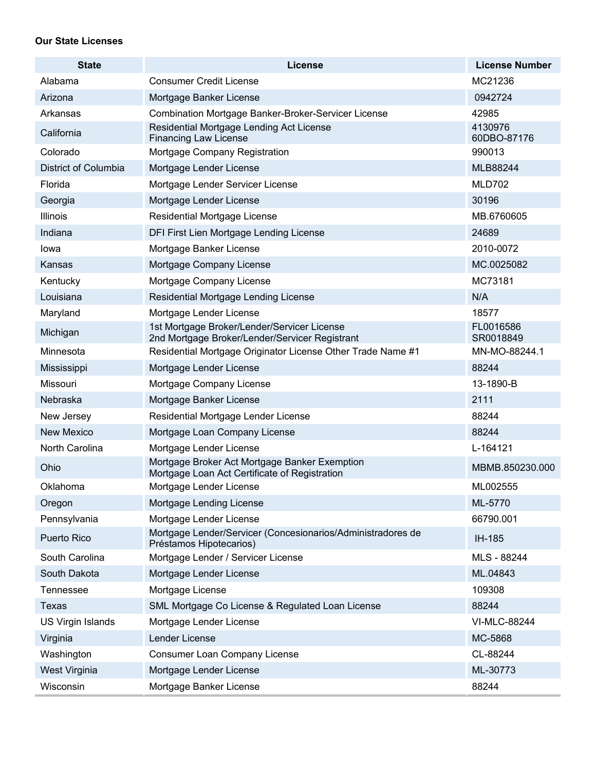**Our State Licenses**

| State | License | License Number |
|---|---|---|
| Alabama | Consumer Credit License | MC21236 |
| Arizona | Mortgage Banker License | 0942724 |
| Arkansas | Combination Mortgage Banker-Broker-Servicer License | 42985 |
| California | Residential Mortgage Lending Act License<br>Financing Law License | 4130976<br>60DBO-87176 |
| Colorado | Mortgage Company Registration | 990013 |
| District of Columbia | Mortgage Lender License | MLB88244 |
| Florida | Mortgage Lender Servicer License | MLD702 |
| Georgia | Mortgage Lender License | 30196 |
| Illinois | Residential Mortgage License | MB.6760605 |
| Indiana | DFI First Lien Mortgage Lending License | 24689 |
| Iowa | Mortgage Banker License | 2010-0072 |
| Kansas | Mortgage Company License | MC.0025082 |
| Kentucky | Mortgage Company License | MC73181 |
| Louisiana | Residential Mortgage Lending License | N/A |
| Maryland | Mortgage Lender License | 18577 |
| Michigan | 1st Mortgage Broker/Lender/Servicer License<br>2nd Mortgage Broker/Lender/Servicer Registrant | FL0016586<br>SR0018849 |
| Minnesota | Residential Mortgage Originator License Other Trade Name #1 | MN-MO-88244.1 |
| Mississippi | Mortgage Lender License | 88244 |
| Missouri | Mortgage Company License | 13-1890-B |
| Nebraska | Mortgage Banker License | 2111 |
| New Jersey | Residential Mortgage Lender License | 88244 |
| New Mexico | Mortgage Loan Company License | 88244 |
| North Carolina | Mortgage Lender License | L-164121 |
| Ohio | Mortgage Broker Act Mortgage Banker Exemption<br>Mortgage Loan Act Certificate of Registration | MBMB.850230.000 |
| Oklahoma | Mortgage Lender License | ML002555 |
| Oregon | Mortgage Lending License | ML-5770 |
| Pennsylvania | Mortgage Lender License | 66790.001 |
| Puerto Rico | Mortgage Lender/Servicer (Concesionarios/Administradores de Préstamos Hipotecarios) | IH-185 |
| South Carolina | Mortgage Lender / Servicer License | MLS - 88244 |
| South Dakota | Mortgage Lender License | ML.04843 |
| Tennessee | Mortgage License | 109308 |
| Texas | SML Mortgage Co License & Regulated Loan License | 88244 |
| US Virgin Islands | Mortgage Lender License | VI-MLC-88244 |
| Virginia | Lender License | MC-5868 |
| Washington | Consumer Loan Company License | CL-88244 |
| West Virginia | Mortgage Lender License | ML-30773 |
| Wisconsin | Mortgage Banker License | 88244 |